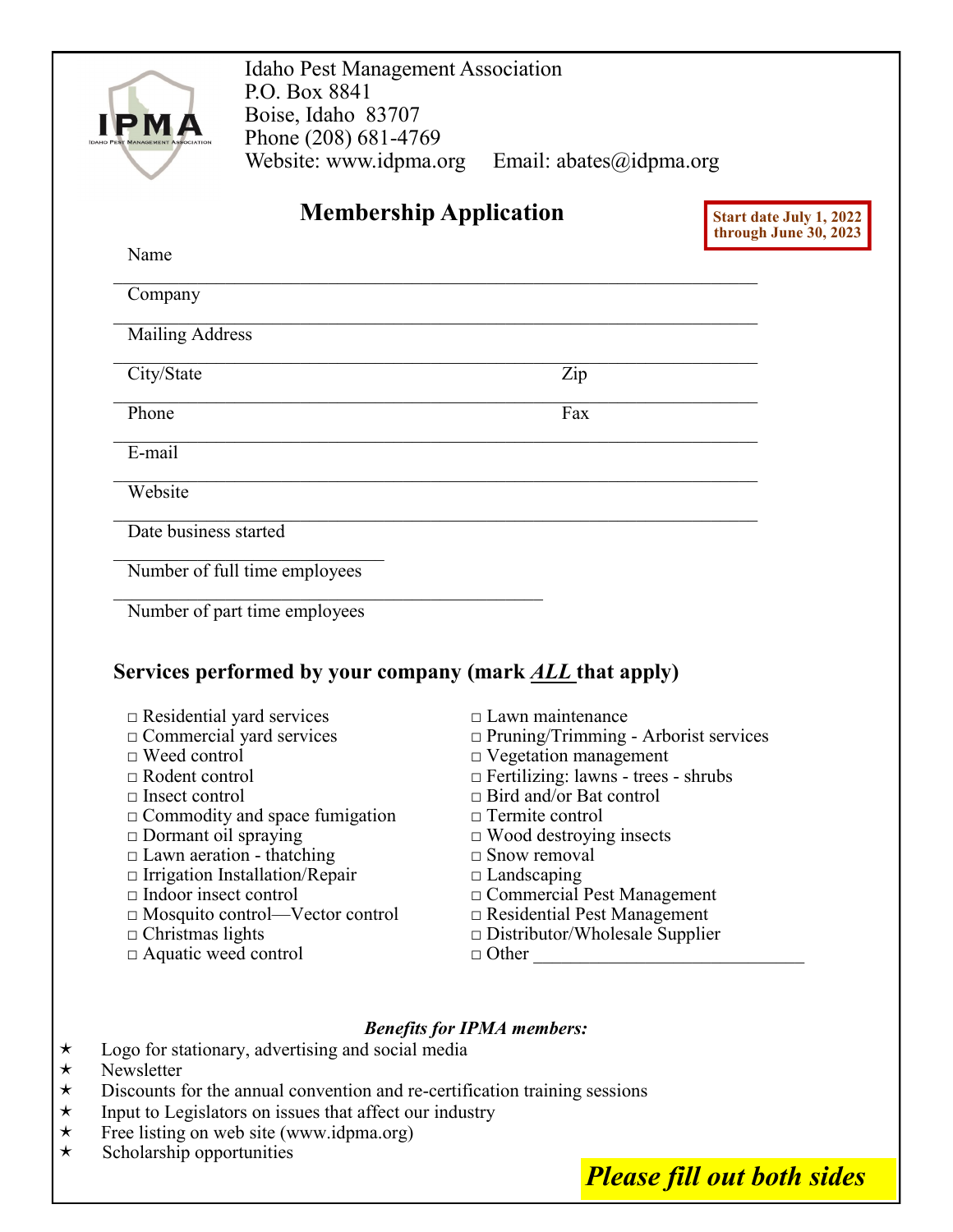Idaho Pest Management Association
P.O. Box 8841
Boise, Idaho 83707
Phone (208) 681-4769
Website: www.idpma.org Email: abates@idpma.org

## Membership Application

**Start date July 1, 2022 through June 30, 2023**

Name ______________________________________________

Company ______________________________________________

Mailing Address ______________________________________________

City/State ______________________________ Zip ______________

Phone ______________________________ Fax ______________

E-mail ______________________________________________

Website ______________________________________________

Date business started ______________________

Number of full time employees ______________________

Number of part time employees ______________________

### Services performed by your company (mark ***ALL*** that apply)

- □ Residential yard services
- □ Commercial yard services
- □ Weed control
- □ Rodent control
- □ Insect control
- □ Commodity and space fumigation
- □ Dormant oil spraying
- □ Lawn aeration - thatching
- □ Irrigation Installation/Repair
- □ Indoor insect control
- □ Mosquito control—Vector control
- □ Christmas lights
- □ Aquatic weed control
- □ Lawn maintenance
- □ Pruning/Trimming - Arborist services
- □ Vegetation management
- □ Fertilizing: lawns - trees - shrubs
- □ Bird and/or Bat control
- □ Termite control
- □ Wood destroying insects
- □ Snow removal
- □ Landscaping
- □ Commercial Pest Management
- □ Residential Pest Management
- □ Distributor/Wholesale Supplier
- □ Other ______________________________

***Benefits for IPMA members:***

- ★ Logo for stationary, advertising and social media
- ★ Newsletter
- ★ Discounts for the annual convention and re-certification training sessions
- ★ Input to Legislators on issues that affect our industry
- ★ Free listing on web site (www.idpma.org)
- ★ Scholarship opportunities

***Please fill out both sides***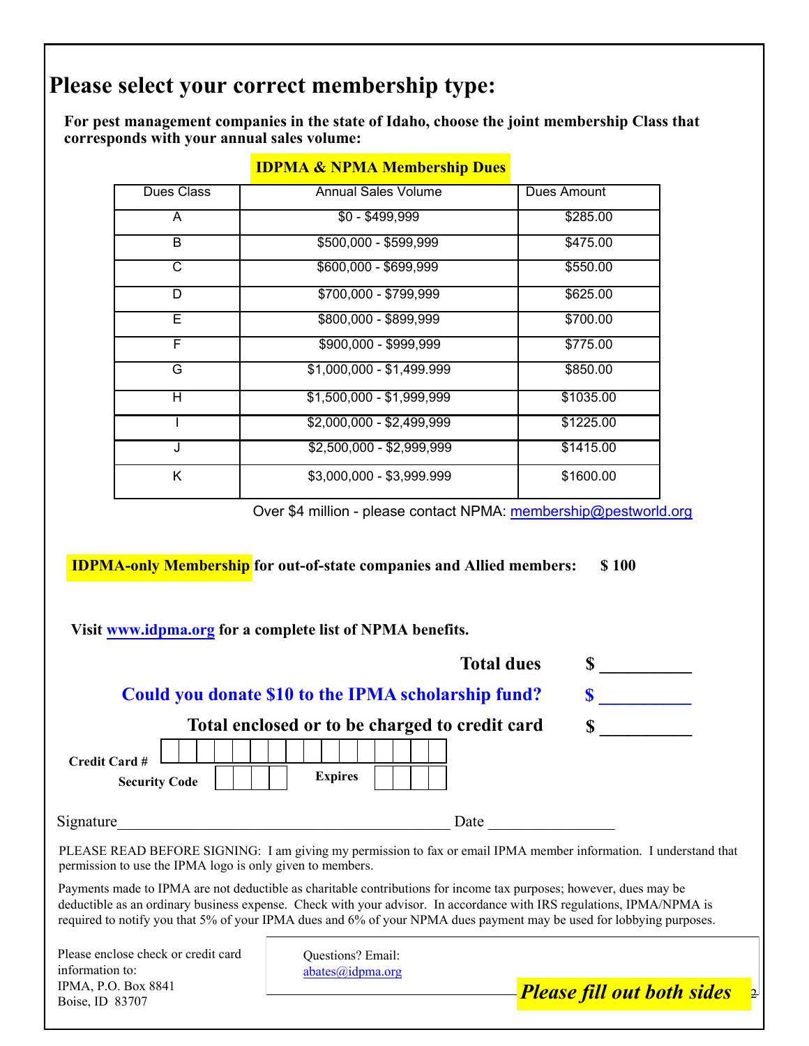# Please select your correct membership type:

**For pest management companies in the state of Idaho, choose the joint membership Class that corresponds with your annual sales volume:**

**IDPMA & NPMA Membership Dues**

| Dues Class | Annual Sales Volume | Dues Amount |
|---|---|---|
| A | $0 - $499,999 | $285.00 |
| B | $500,000 - $599,999 | $475.00 |
| C | $600,000 - $699,999 | $550.00 |
| D | $700,000 - $799,999 | $625.00 |
| E | $800,000 - $899,999 | $700.00 |
| F | $900,000 - $999,999 | $775.00 |
| G | $1,000,000 - $1,499.999 | $850.00 |
| H | $1,500,000 - $1,999,999 | $1035.00 |
| I | $2,000,000 - $2,499,999 | $1225.00 |
| J | $2,500,000 - $2,999,999 | $1415.00 |
| K | $3,000,000 - $3,999.999 | $1600.00 |

Over $4 million - please contact NPMA: membership@pestworld.org

**IDPMA-only Membership for out-of-state companies and Allied members: $ 100**

**Visit www.idpma.org for a complete list of NPMA benefits.**

**Total dues** $ __________

**Could you donate $10 to the IPMA scholarship fund?** $ __________

**Total enclosed or to be charged to credit card** $ __________

**Credit Card #** ☐☐☐☐☐☐☐☐☐☐☐☐☐☐☐☐

**Security Code** ☐☐☐☐ **Expires** ☐☐☐☐

Signature__________________________________________ Date ________________

PLEASE READ BEFORE SIGNING: I am giving my permission to fax or email IPMA member information. I understand that permission to use the IPMA logo is only given to members.

Payments made to IPMA are not deductible as charitable contributions for income tax purposes; however, dues may be deductible as an ordinary business expense. Check with your advisor. In accordance with IRS regulations, IPMA/NPMA is required to notify you that 5% of your IPMA dues and 6% of your NPMA dues payment may be used for lobbying purposes.

Please enclose check or credit card information to:
IPMA, P.O. Box 8841
Boise, ID 83707

Questions? Email:
abates@idpma.org

***Please fill out both sides***